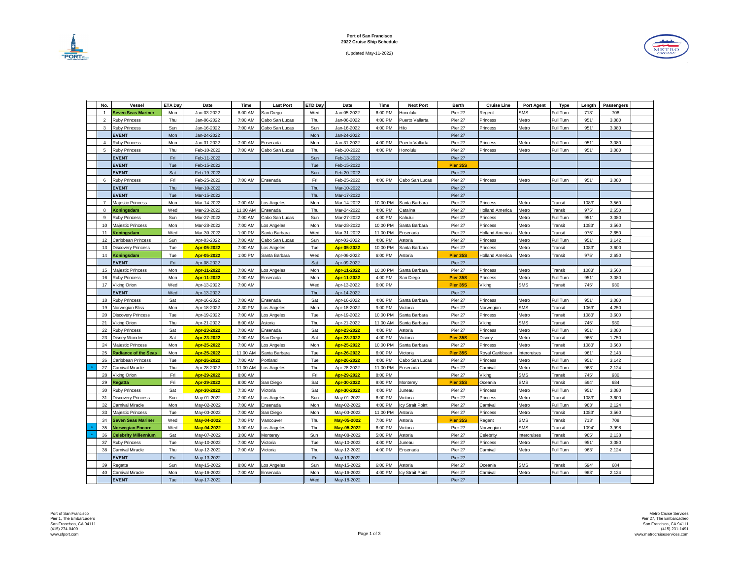**Port of San Francisco**
**2022 Cruise Ship Schedule**

(Updated May-11-2022)

| | No. | Vessel | ETA Day | Date | Time | Last Port | ETD Day | Date | Time | Next Port | Berth | Cruise Line | Port Agent | Type | Length | Passengers |
|---|---|---|---|---|---|---|---|---|---|---|---|---|---|---|---|---|
| | 1 | **Seven Seas Mariner** | Mon | Jan-03-2022 | 8:00 AM | San Diego | Wed | Jan-05-2022 | 6:00 PM | Honolulu | Pier 27 | Regent | SMS | Full Turn | 713' | 708 |
| | 2 | Ruby Princess | Thu | Jan-06-2022 | 7:00 AM | Cabo San Lucas | Thu | Jan-06-2022 | 4:00 PM | Puerto Vallarta | Pier 27 | Princess | Metro | Full Turn | 951' | 3,080 |
| | 3 | Ruby Princess | Sun | Jan-16-2022 | 7:00 AM | Cabo San Lucas | Sun | Jan-16-2022 | 4:00 PM | Hilo | Pier 27 | Princess | Metro | Full Turn | 951' | 3,080 |
| | | **EVENT** | Mon | Jan-24-2022 | | | Mon | Jan-24-2022 | | | Pier 27 | | | | | |
| | 4 | Ruby Princess | Mon | Jan-31-2022 | 7:00 AM | Ensenada | Mon | Jan-31-2022 | 4:00 PM | Puerto Vallarta | Pier 27 | Princess | Metro | Full Turn | 951' | 3,080 |
| | 5 | Ruby Princess | Thu | Feb-10-2022 | 7:00 AM | Cabo San Lucas | Thu | Feb-10-2022 | 4:00 PM | Honolulu | Pier 27 | Princess | Metro | Full Turn | 951' | 3,080 |
| | | **EVENT** | Fri | Feb-11-2022 | | | Sun | Feb-13-2022 | | | Pier 27 | | | | | |
| | | **EVENT** | Tue | Feb-15-2022 | | | Tue | Feb-15-2022 | | | **Pier 35S** | | | | | |
| | | **EVENT** | Sat | Feb-19-2022 | | | Sun | Feb-20-2022 | | | Pier 27 | | | | | |
| | 6 | Ruby Princess | Fri | Feb-25-2022 | 7:00 AM | Ensenada | Fri | Feb-25-2022 | 4:00 PM | Cabo San Lucas | Pier 27 | Princess | Metro | Full Turn | 951' | 3,080 |
| | | **EVENT** | Thu | Mar-10-2022 | | | Thu | Mar-10-2022 | | | Pier 27 | | | | | |
| | | **EVENT** | Tue | Mar-15-2022 | | | Thu | Mar-17-2022 | | | Pier 27 | | | | | |
| | 7 | Majestic Princess | Mon | Mar-14-2022 | 7:00 AM | Los Angeles | Mon | Mar-14-2022 | 10:00 PM | Santa Barbara | Pier 27 | Princess | Metro | Transit | 1083' | 3,560 |
| | 8 | **Koningsdam** | Wed | Mar-23-2022 | 11:00 AM | Ensenada | Thu | Mar-24-2022 | 4:00 PM | Catalina | Pier 27 | Holland America | Metro | Transit | 975' | 2,650 |
| | 9 | Ruby Princess | Sun | Mar-27-2022 | 7:00 AM | Cabo San Lucas | Sun | Mar-27-2022 | 4:00 PM | Kahului | Pier 27 | Princess | Metro | Full Turn | 951' | 3,080 |
| | 10 | Majestic Princess | Mon | Mar-28-2022 | 7:00 AM | Los Angeles | Mon | Mar-28-2022 | 10:00 PM | Santa Barbara | Pier 27 | Princess | Metro | Transit | 1083' | 3,560 |
| | 11 | **Koningsdam** | Wed | Mar-30-2022 | 1:00 PM | Santa Barbara | Wed | Mar-31-2022 | 11:00 PM | Ensenada | Pier 27 | Holland America | Metro | Transit | 975' | 2,650 |
| | 12 | Caribbean Princess | Sun | Apr-03-2022 | 7:00 AM | Cabo San Lucas | Sun | Apr-03-2022 | 4:00 PM | Astoria | Pier 27 | Princess | Metro | Full Turn | 951' | 3,142 |
| | 13 | Discovery Princess | Tue | **Apr-05-2022** | 7:00 AM | Los Angeles | Tue | **Apr-05-2022** | 10:00 PM | Santa Barbara | Pier 27 | Princess | Metro | Transit | 1083' | 3,600 |
| | 14 | **Koningsdam** | Tue | **Apr-05-2022** | 1:00 PM | Santa Barbara | Wed | Apr-06-2022 | 6:00 PM | Astoria | **Pier 35S** | Holland America | Metro | Transit | 975' | 2,650 |
| | | **EVENT** | Fri | Apr-08-2022 | | | Sat | Apr-09-2022 | | | Pier 27 | | | | | |
| | 15 | Majestic Princess | Mon | **Apr-11-2022** | 7:00 AM | Los Angeles | Mon | **Apr-11-2022** | 10:00 PM | Santa Barbara | Pier 27 | Princess | Metro | Transit | 1083' | 3,560 |
| | 16 | Ruby Princess | Mon | **Apr-11-2022** | 7:00 AM | Ensenada | Mon | **Apr-11-2022** | 4:00 PM | San Diego | **Pier 35S** | Princess | Metro | Full Turn | 951' | 3,080 |
| | 17 | Viking Orion | Wed | Apr-13-2022 | 7:00 AM | | Wed | Apr-13-2022 | 6:00 PM | | **Pier 35S** | Viking | SMS | Transit | 745' | 930 |
| | | **EVENT** | Wed | Apr-13-2022 | | | Thu | Apr-14-2022 | | | Pier 27 | | | | | |
| | 18 | Ruby Princess | Sat | Apr-16-2022 | 7:00 AM | Ensenada | Sat | Apr-16-2022 | 4:00 PM | Santa Barbara | Pier 27 | Princess | Metro | Full Turn | 951' | 3,080 |
| | 19 | Norwegian Bliss | Mon | Apr-18-2022 | 2:30 PM | Los Angeles | Mon | Apr-18-2022 | 9:00 PM | Victoria | Pier 27 | Norwegian | SMS | Transit | 1069' | 4,250 |
| | 20 | Discovery Princess | Tue | Apr-19-2022 | 7:00 AM | Los Angeles | Tue | Apr-19-2022 | 10:00 PM | Santa Barbara | Pier 27 | Princess | Metro | Transit | 1083' | 3,600 |
| | 21 | Viking Orion | Thu | Apr-21-2022 | 8:00 AM | Astoria | Thu | Apr-21-2022 | 11:00 AM | Santa Barbara | Pier 27 | Viking | SMS | Transit | 745' | 930 |
| | 22 | Ruby Princess | Sat | **Apr-23-2022** | 7:00 AM | Ensenada | Sat | **Apr-23-2022** | 4:00 PM | Astoria | Pier 27 | Princess | Metro | Full Turn | 951' | 3,080 |
| | 23 | Disney Wonder | Sat | **Apr-23-2022** | 7:00 AM | San Diego | Sat | **Apr-23-2022** | 4:00 PM | Victoria | **Pier 35S** | Disney | Metro | Transit | 965' | 1,750 |
| | 24 | Majestic Princess | Mon | **Apr-25-2022** | 7:00 AM | Los Angeles | Mon | **Apr-25-2022** | 10:00 PM | Santa Barbara | Pier 27 | Princess | Metro | Transit | 1083' | 3,560 |
| | 25 | **Radiance of the Seas** | Mon | **Apr-25-2022** | 11:00 AM | Santa Barbara | Tue | **Apr-26-2022** | 6:00 PM | Victoria | **Pier 35S** | Royal Caribbean | Intercruises | Transit | 961' | 2,143 |
| | 26 | Caribbean Princess | Tue | **Apr-26-2022** | 7:00 AM | Portland | Tue | **Apr-26-2022** | 4:00 PM | Cabo San Lucas | Pier 27 | Princess | Metro | Full Turn | 951' | 3,142 |
| * | 27 | Carnival Miracle | Thu | Apr-28-2022 | 11:00 AM | Los Angeles | Thu | Apr-28-2022 | 11:00 PM | Ensenada | Pier 27 | Carnival | Metro | Full Turn | 963' | 2,124 |
| | 28 | Viking Orion | Fri | **Apr-29-2022** | 8:00 AM | | Fri | **Apr-29-2022** | 8:00 PM | | Pier 27 | Viking | SMS | Transit | 745' | 930 |
| | 29 | **Regatta** | Fri | **Apr-29-2022** | 8:00 AM | San Diego | Sat | **Apr-30-2022** | 9:00 PM | Monterey | **Pier 35S** | Oceania | SMS | Transit | 594' | 684 |
| | 30 | Ruby Princess | Sat | **Apr-30-2022** | 7:30 AM | Victoria | Sat | **Apr-30-2022** | 4:00 PM | Juneau | Pier 27 | Princess | Metro | Full Turn | 951' | 3,080 |
| | 31 | Discovery Princess | Sun | May-01-2022 | 7:00 AM | Los Angeles | Sun | May-01-2022 | 6:00 PM | Victoria | Pier 27 | Princess | Metro | Transit | 1083' | 3,600 |
| | 32 | Carnival Miracle | Mon | May-02-2022 | 7:00 AM | Ensenada | Mon | May-02-2022 | 4:00 PM | Icy Strait Point | Pier 27 | Carnival | Metro | Full Turn | 963' | 2,124 |
| | 33 | Majestic Princess | Tue | May-03-2022 | 7:00 AM | San Diego | Mon | May-03-2022 | 11:00 PM | Astoria | Pier 27 | Princess | Metro | Transit | 1083' | 3,560 |
| | 34 | **Seven Seas Mariner** | Wed | **May-04-2022** | 7:00 PM | Vancouver | Thu | **May-05-2022** | 7:00 PM | Astoria | **Pier 35S** | Regent | SMS | Transit | 713' | 708 |
| * | 35 | **Norwegian Encore** | Wed | **May-04-2022** | 3:00 AM | Los Angeles | Thu | **May-05-2022** | 6:00 PM | Victoria | Pier 27 | Norwegian | SMS | Transit | 1094' | 3,998 |
| * | 36 | **Celebrity Millennium** | Sat | May-07-2022 | 3:00 AM | Monterey | Sun | May-08-2022 | 5:00 PM | Astoria | Pier 27 | Celebrity | Intercruises | Transit | 965' | 2,138 |
| | 37 | Ruby Princess | Tue | May-10-2022 | 7:00 AM | Victoria | Tue | May-10-2022 | 4:00 PM | Juneau | Pier 27 | Princess | Metro | Full Turn | 951' | 3,080 |
| | 38 | Carnival Miracle | Thu | May-12-2022 | 7:00 AM | Victoria | Thu | May-12-2022 | 4:00 PM | Ensenada | Pier 27 | Carnival | Metro | Full Turn | 963' | 2,124 |
| | | **EVENT** | Fri | May-13-2022 | | | Fri | May-13-2022 | | | Pier 27 | | | | | |
| | 39 | Regatta | Sun | May-15-2022 | 8:00 AM | Los Angeles | Sun | May-15-2022 | 6:00 PM | Astoria | Pier 27 | Oceania | SMS | Transit | 594' | 684 |
| | 40 | Carnival Miracle | Mon | May-16-2022 | 7:00 AM | Ensenada | Mon | May-16-2022 | 4:00 PM | Icy Strait Point | Pier 27 | Carnival | Metro | Full Turn | 963' | 2,124 |
| | | **EVENT** | Tue | May-17-2022 | | | Wed | May-18-2022 | | | Pier 27 | | | | | |

Port of San Francisco
Pier 1, The Embarcadero
San Francisco, CA 94111
(415) 274-0400
www.sfport.com

Metro Cruise Services
Pier 27, The Embarcadero
San Francisco, CA 94111
(415) 231-1491
www.metrocruiseservices.com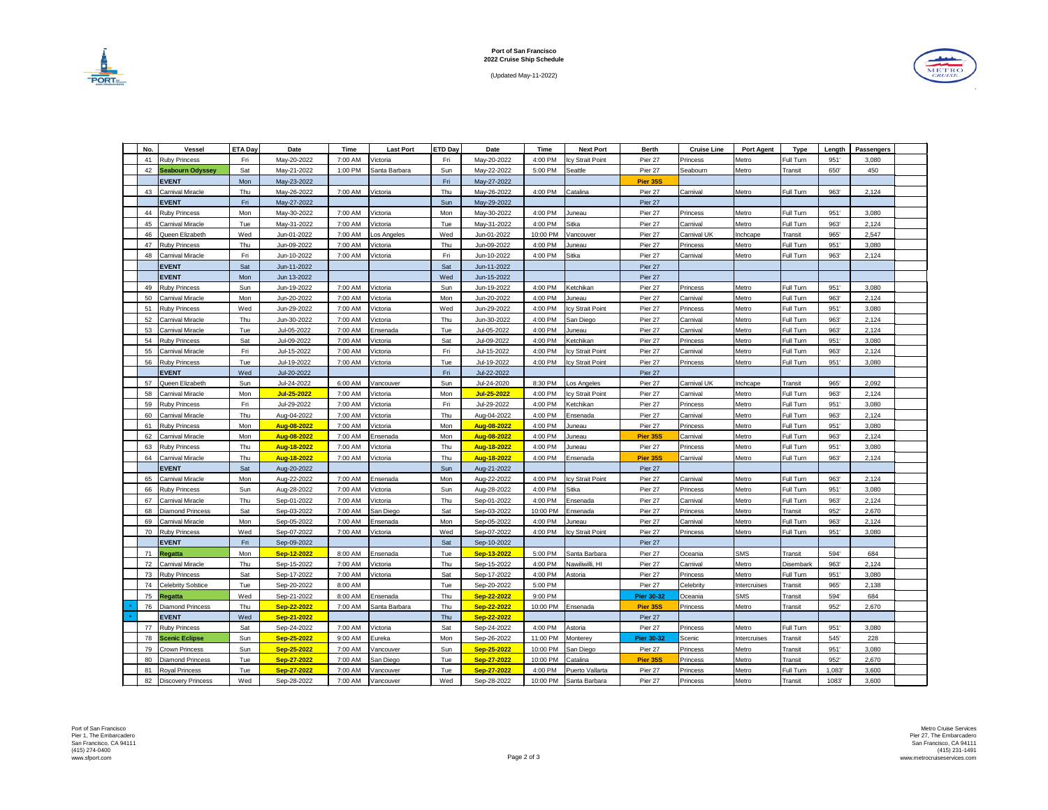**Port of San Francisco**
**2022 Cruise Ship Schedule**

(Updated May-11-2022)

| No. | Vessel | ETA Day | Date | Time | Last Port | ETD Day | Date | Time | Next Port | Berth | Cruise Line | Port Agent | Type | Length | Passengers |
|---|---|---|---|---|---|---|---|---|---|---|---|---|---|---|---|
| 41 | Ruby Princess | Fri | May-20-2022 | 7:00 AM | Victoria | Fri | May-20-2022 | 4:00 PM | Icy Strait Point | Pier 27 | Princess | Metro | Full Turn | 951' | 3,080 |
| 42 | **Seabourn Odyssey** | Sat | May-21-2022 | 1:00 PM | Santa Barbara | Sun | May-22-2022 | 5:00 PM | Seattle | Pier 27 | Seabourn | Metro | Transit | 650' | 450 |
| | **EVENT** | Mon | May-23-2022 | | | Fri | May-27-2022 | | | **Pier 35S** | | | | | |
| 43 | Carnival Miracle | Thu | May-26-2022 | 7:00 AM | Victoria | Thu | May-26-2022 | 4:00 PM | Catalina | Pier 27 | Carnival | Metro | Full Turn | 963' | 2,124 |
| | **EVENT** | Fri | May-27-2022 | | | Sun | May-29-2022 | | | Pier 27 | | | | | |
| 44 | Ruby Princess | Mon | May-30-2022 | 7:00 AM | Victoria | Mon | May-30-2022 | 4:00 PM | Juneau | Pier 27 | Princess | Metro | Full Turn | 951' | 3,080 |
| 45 | Carnival Miracle | Tue | May-31-2022 | 7:00 AM | Victoria | Tue | May-31-2022 | 4:00 PM | Sitka | Pier 27 | Carnival | Metro | Full Turn | 963' | 2,124 |
| 46 | Queen Elizabeth | Wed | Jun-01-2022 | 7:00 AM | Los Angeles | Wed | Jun-01-2022 | 10:00 PM | Vancouver | Pier 27 | Carnival UK | Inchcape | Transit | 965' | 2,547 |
| 47 | Ruby Princess | Thu | Jun-09-2022 | 7:00 AM | Victoria | Thu | Jun-09-2022 | 4:00 PM | Juneau | Pier 27 | Princess | Metro | Full Turn | 951' | 3,080 |
| 48 | Carnival Miracle | Fri | Jun-10-2022 | 7:00 AM | Victoria | Fri | Jun-10-2022 | 4:00 PM | Sitka | Pier 27 | Carnival | Metro | Full Turn | 963' | 2,124 |
| | **EVENT** | Sat | Jun-11-2022 | | | Sat | Jun-11-2022 | | | Pier 27 | | | | | |
| | **EVENT** | Mon | Jun 13-2022 | | | Wed | Jun-15-2022 | | | Pier 27 | | | | | |
| 49 | Ruby Princess | Sun | Jun-19-2022 | 7:00 AM | Victoria | Sun | Jun-19-2022 | 4:00 PM | Ketchikan | Pier 27 | Princess | Metro | Full Turn | 951' | 3,080 |
| 50 | Carnival Miracle | Mon | Jun-20-2022 | 7:00 AM | Victoria | Mon | Jun-20-2022 | 4:00 PM | Juneau | Pier 27 | Carnival | Metro | Full Turn | 963' | 2,124 |
| 51 | Ruby Princess | Wed | Jun-29-2022 | 7:00 AM | Victoria | Wed | Jun-29-2022 | 4:00 PM | Icy Strait Point | Pier 27 | Princess | Metro | Full Turn | 951' | 3,080 |
| 52 | Carnival Miracle | Thu | Jun-30-2022 | 7:00 AM | Victoria | Thu | Jun-30-2022 | 4:00 PM | San Diego | Pier 27 | Carnival | Metro | Full Turn | 963' | 2,124 |
| 53 | Carnival Miracle | Tue | Jul-05-2022 | 7:00 AM | Ensenada | Tue | Jul-05-2022 | 4:00 PM | Juneau | Pier 27 | Carnival | Metro | Full Turn | 963' | 2,124 |
| 54 | Ruby Princess | Sat | Jul-09-2022 | 7:00 AM | Victoria | Sat | Jul-09-2022 | 4:00 PM | Ketchikan | Pier 27 | Princess | Metro | Full Turn | 951' | 3,080 |
| 55 | Carnival Miracle | Fri | Jul-15-2022 | 7:00 AM | Victoria | Fri | Jul-15-2022 | 4:00 PM | Icy Strait Point | Pier 27 | Carnival | Metro | Full Turn | 963' | 2,124 |
| 56 | Ruby Princess | Tue | Jul-19-2022 | 7:00 AM | Victoria | Tue | Jul-19-2022 | 4:00 PM | Icy Strait Point | Pier 27 | Princess | Metro | Full Turn | 951' | 3,080 |
| | **EVENT** | Wed | Jul-20-2022 | | | Fri | Jul-22-2022 | | | Pier 27 | | | | | |
| 57 | Queen Elizabeth | Sun | Jul-24-2022 | 6:00 AM | Vancouver | Sun | Jul-24-2020 | 8:30 PM | Los Angeles | Pier 27 | Carnival UK | Inchcape | Transit | 965' | 2,092 |
| 58 | Carnival Miracle | Mon | **Jul-25-2022** | 7:00 AM | Victoria | Mon | **Jul-25-2022** | 4:00 PM | Icy Strait Point | Pier 27 | Carnival | Metro | Full Turn | 963' | 2,124 |
| 59 | Ruby Princess | Fri | Jul-29-2022 | 7:00 AM | Victoria | Fri | Jul-29-2022 | 4:00 PM | Ketchikan | Pier 27 | Princess | Metro | Full Turn | 951' | 3,080 |
| 60 | Carnival Miracle | Thu | Aug-04-2022 | 7:00 AM | Victoria | Thu | Aug-04-2022 | 4:00 PM | Ensenada | Pier 27 | Carnival | Metro | Full Turn | 963' | 2,124 |
| 61 | Ruby Princess | Mon | **Aug-08-2022** | 7:00 AM | Victoria | Mon | **Aug-08-2022** | 4:00 PM | Juneau | Pier 27 | Princess | Metro | Full Turn | 951' | 3,080 |
| 62 | Carnival Miracle | Mon | **Aug-08-2022** | 7:00 AM | Ensenada | Mon | **Aug-08-2022** | 4:00 PM | Juneau | **Pier 35S** | Carnival | Metro | Full Turn | 963' | 2,124 |
| 63 | Ruby Princess | Thu | **Aug-18-2022** | 7:00 AM | Victoria | Thu | **Aug-18-2022** | 4:00 PM | Juneau | Pier 27 | Princess | Metro | Full Turn | 951' | 3,080 |
| 64 | Carnival Miracle | Thu | **Aug-18-2022** | 7:00 AM | Victoria | Thu | **Aug-18-2022** | 4:00 PM | Ensenada | **Pier 35S** | Carnival | Metro | Full Turn | 963' | 2,124 |
| | **EVENT** | Sat | Aug-20-2022 | | | Sun | Aug-21-2022 | | | Pier 27 | | | | | |
| 65 | Carnival Miracle | Mon | Aug-22-2022 | 7:00 AM | Ensenada | Mon | Aug-22-2022 | 4:00 PM | Icy Strait Point | Pier 27 | Carnival | Metro | Full Turn | 963' | 2,124 |
| 66 | Ruby Princess | Sun | Aug-28-2022 | 7:00 AM | Victoria | Sun | Aug-28-2022 | 4:00 PM | Sitka | Pier 27 | Princess | Metro | Full Turn | 951' | 3,080 |
| 67 | Carnival Miracle | Thu | Sep-01-2022 | 7:00 AM | Victoria | Thu | Sep-01-2022 | 4:00 PM | Ensenada | Pier 27 | Carnival | Metro | Full Turn | 963' | 2,124 |
| 68 | Diamond Princess | Sat | Sep-03-2022 | 7:00 AM | San Diego | Sat | Sep-03-2022 | 10:00 PM | Ensenada | Pier 27 | Princess | Metro | Transit | 952' | 2,670 |
| 69 | Carnival Miracle | Mon | Sep-05-2022 | 7:00 AM | Ensenada | Mon | Sep-05-2022 | 4:00 PM | Juneau | Pier 27 | Carnival | Metro | Full Turn | 963' | 2,124 |
| 70 | Ruby Princess | Wed | Sep-07-2022 | 7:00 AM | Victoria | Wed | Sep-07-2022 | 4:00 PM | Icy Strait Point | Pier 27 | Princess | Metro | Full Turn | 951' | 3,080 |
| | **EVENT** | Fri | Sep-09-2022 | | | Sat | Sep-10-2022 | | | Pier 27 | | | | | |
| 71 | **Regatta** | Mon | **Sep-12-2022** | 8:00 AM | Ensenada | Tue | **Sep-13-2022** | 5:00 PM | Santa Barbara | Pier 27 | Oceania | SMS | Transit | 594' | 684 |
| 72 | Carnival Miracle | Thu | Sep-15-2022 | 7:00 AM | Victoria | Thu | Sep-15-2022 | 4:00 PM | Nawiliwilli, HI | Pier 27 | Carnival | Metro | Disembark | 963' | 2,124 |
| 73 | Ruby Princess | Sat | Sep-17-2022 | 7:00 AM | Victoria | Sat | Sep-17-2022 | 4:00 PM | Astoria | Pier 27 | Princess | Metro | Full Turn | 951' | 3,080 |
| 74 | Celebrity Solstice | Tue | Sep-20-2022 | 8:00 AM | | Tue | Sep-20-2022 | 5:00 PM | | Pier 27 | Celebrity | Intercruises | Transit | 965' | 2,138 |
| 75 | **Regatta** | Wed | Sep-21-2022 | 8:00 AM | Ensenada | Thu | **Sep-22-2022** | 9:00 PM | | **Pier 30-32** | Oceania | SMS | Transit | 594' | 684 |
| * 76 | Diamond Princess | Thu | **Sep-22-2022** | 7:00 AM | Santa Barbara | Thu | **Sep-22-2022** | 10:00 PM | Ensenada | **Pier 35S** | Princess | Metro | Transit | 952' | 2,670 |
| * | **EVENT** | Wed | **Sep-21-2022** | | | Thu | **Sep-22-2022** | | | Pier 27 | | | | | |
| 77 | Ruby Princess | Sat | Sep-24-2022 | 7:00 AM | Victoria | Sat | Sep-24-2022 | 4:00 PM | Astoria | Pier 27 | Princess | Metro | Full Turn | 951' | 3,080 |
| 78 | **Scenic Eclipse** | Sun | **Sep-25-2022** | 9:00 AM | Eureka | Mon | Sep-26-2022 | 11:00 PM | Monterey | **Pier 30-32** | Scenic | Intercruises | Transit | 545' | 228 |
| 79 | Crown Princess | Sun | **Sep-25-2022** | 7:00 AM | Vancouver | Sun | **Sep-25-2022** | 10:00 PM | San Diego | Pier 27 | Princess | Metro | Transit | 951' | 3,080 |
| 80 | Diamond Princess | Tue | **Sep-27-2022** | 7:00 AM | San Diego | Tue | **Sep-27-2022** | 10:00 PM | Catalina | **Pier 35S** | Princess | Metro | Transit | 952' | 2,670 |
| 81 | Royal Princess | Tue | **Sep-27-2022** | 7:00 AM | Vancouver | Tue | **Sep-27-2022** | 4:00 PM | Puerto Vallarta | Pier 27 | Princess | Metro | Full Turn | 1,083' | 3,600 |
| 82 | Discovery Princess | Wed | Sep-28-2022 | 7:00 AM | Vancouver | Wed | Sep-28-2022 | 10:00 PM | Santa Barbara | Pier 27 | Princess | Metro | Transit | 1083' | 3,600 |

Port of San Francisco
Pier 1, The Embarcadero
San Francisco, CA 94111
(415) 274-0400
www.sfport.com

Metro Cruise Services
Pier 27, The Embarcadero
San Francisco, CA 94111
(415) 231-1491
www.metrocruiseservices.com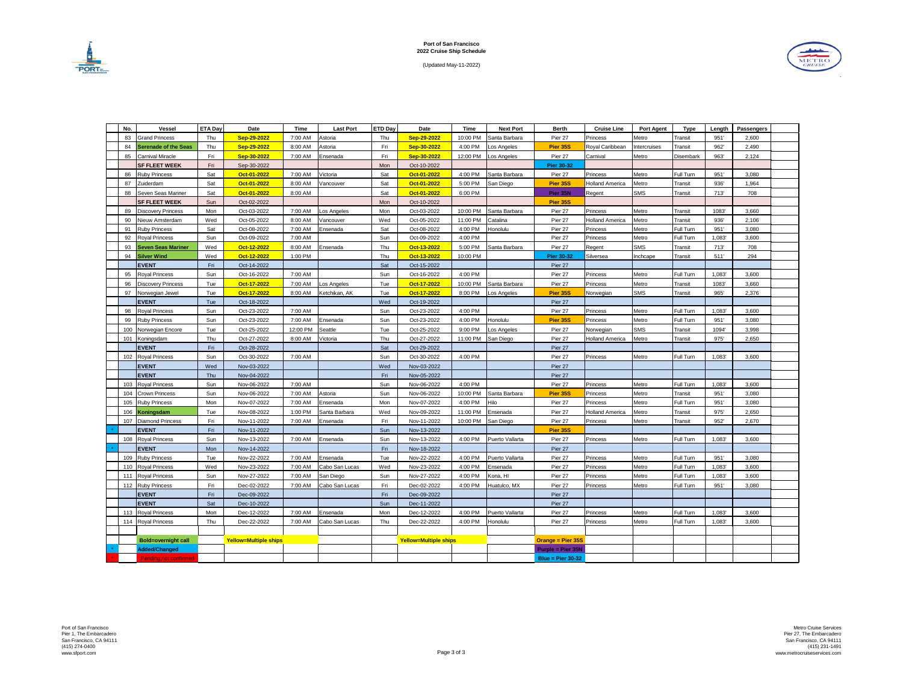**Port of San Francisco**
**2022 Cruise Ship Schedule**

(Updated May-11-2022)

| No. | Vessel | ETA Day | Date | Time | Last Port | ETD Day | Date | Time | Next Port | Berth | Cruise Line | Port Agent | Type | Length | Passengers |
|---|---|---|---|---|---|---|---|---|---|---|---|---|---|---|---|
| 83 | Grand Princess | Thu | **Sep-29-2022** | 7:00 AM | Astoria | Thu | **Sep-29-2022** | 10:00 PM | Santa Barbara | Pier 27 | Princess | Metro | Transit | 951' | 2,600 |
| 84 | **Serenade of the Seas** | Thu | **Sep-29-2022** | 8:00 AM | Astoria | Fri | **Sep-30-2022** | 4:00 PM | Los Angeles | **Pier 35S** | Royal Caribbean | Intercruises | Transit | 962' | 2,490 |
| 85 | Carnival Miracle | Fri | **Sep-30-2022** | 7:00 AM | Ensenada | Fri | **Sep-30-2022** | 12:00 PM | Los Angeles | Pier 27 | Carnival | Metro | Disembark | 963' | 2,124 |
| | **SF FLEET WEEK** | Fri | Sep-30-2022 | | | Mon | Oct-10-2022 | | | **Pier 30-32** | | | | | |
| 86 | Ruby Princess | Sat | **Oct-01-2022** | 7:00 AM | Victoria | Sat | **Oct-01-2022** | 4:00 PM | Santa Barbara | Pier 27 | Princess | Metro | Full Turn | 951' | 3,080 |
| 87 | Zuiderdam | Sat | **Oct-01-2022** | 8:00 AM | Vancouver | Sat | **Oct-01-2022** | 5:00 PM | San Diego | **Pier 35S** | Holland America | Metro | Transit | 936' | 1,964 |
| 88 | Seven Seas Mariner | Sat | **Oct-01-2022** | 8:00 AM | | Sat | **Oct-01-2022** | 6:00 PM | | **Pier 35N** | Regent | SMS | Transit | 713' | 708 |
| | **SF FLEET WEEK** | Sun | Oct-02-2022 | | | Mon | Oct-10-2022 | | | **Pier 35S** | | | | | |
| 89 | Discovery Princess | Mon | Oct-03-2022 | 7:00 AM | Los Angeles | Mon | Oct-03-2022 | 10:00 PM | Santa Barbara | Pier 27 | Princess | Metro | Transit | 1083' | 3,660 |
| 90 | Nieuw Amsterdam | Wed | Oct-05-2022 | 8:00 AM | Vancouver | Wed | Oct-05-2022 | 11:00 PM | Catalina | Pier 27 | Holland America | Metro | Transit | 936' | 2,106 |
| 91 | Ruby Princess | Sat | Oct-08-2022 | 7:00 AM | Ensenada | Sat | Oct-08-2022 | 4:00 PM | Honolulu | Pier 27 | Princess | Metro | Full Turn | 951' | 3,080 |
| 92 | Royal Princess | Sun | Oct-09-2022 | 7:00 AM | | Sun | Oct-09-2022 | 4:00 PM | | Pier 27 | Princess | Metro | Full Turn | 1,083' | 3,600 |
| 93 | **Seven Seas Mariner** | Wed | **Oct-12-2022** | 8:00 AM | Ensenada | Thu | **Oct-13-2022** | 5:00 PM | Santa Barbara | Pier 27 | Regent | SMS | Transit | 713' | 708 |
| 94 | **Silver Wind** | Wed | **Oct-12-2022** | 1:00 PM | | Thu | **Oct-13-2022** | 10:00 PM | | **Pier 30-32** | Silversea | Inchcape | Transit | 511' | 294 |
| | **EVENT** | Fri | Oct-14-2022 | | | Sat | Oct-15-2022 | | | Pier 27 | | | | | |
| 95 | Royal Princess | Sun | Oct-16-2022 | 7:00 AM | | Sun | Oct-16-2022 | 4:00 PM | | Pier 27 | Princess | Metro | Full Turn | 1,083' | 3,600 |
| 96 | Discovery Princess | Tue | **Oct-17-2022** | 7:00 AM | Los Angeles | Tue | **Oct-17-2022** | 10:00 PM | Santa Barbara | Pier 27 | Princess | Metro | Transit | 1083' | 3,660 |
| 97 | Norwegian Jewel | Tue | **Oct-17-2022** | 8:00 AM | Ketchikan, AK | Tue | **Oct-17-2022** | 8:00 PM | Los Angeles | **Pier 35S** | Norwegian | SMS | Transit | 965' | 2,376 |
| | **EVENT** | Tue | Oct-18-2022 | | | Wed | Oct-19-2022 | | | Pier 27 | | | | | |
| 98 | Royal Princess | Sun | Oct-23-2022 | 7:00 AM | | Sun | Oct-23-2022 | 4:00 PM | | Pier 27 | Princess | Metro | Full Turn | 1,083' | 3,600 |
| 99 | Ruby Princess | Sun | Oct-23-2022 | 7:00 AM | Ensenada | Sun | Oct-23-2022 | 4:00 PM | Honolulu | **Pier 35S** | Princess | Metro | Full Turn | 951' | 3,080 |
| 100 | Norwegian Encore | Tue | Oct-25-2022 | 12:00 PM | Seattle | Tue | Oct-25-2022 | 9:00 PM | Los Angeles | Pier 27 | Norwegian | SMS | Transit | 1094' | 3,998 |
| 101 | Koningsdam | Thu | Oct-27-2022 | 8:00 AM | Victoria | Thu | Oct-27-2022 | 11:00 PM | San Diego | Pier 27 | Holland America | Metro | Transit | 975' | 2,650 |
| | **EVENT** | Fri | Oct-28-2022 | | | Sat | Oct-29-2022 | | | Pier 27 | | | | | |
| 102 | Royal Princess | Sun | Oct-30-2022 | 7:00 AM | | Sun | Oct-30-2022 | 4:00 PM | | Pier 27 | Princess | Metro | Full Turn | 1,083' | 3,600 |
| | **EVENT** | Wed | Nov-03-2022 | | | Wed | Nov-03-2022 | | | Pier 27 | | | | | |
| | **EVENT** | Thu | Nov-04-2022 | | | Fri | Nov-05-2022 | | | Pier 27 | | | | | |
| 103 | Royal Princess | Sun | Nov-06-2022 | 7:00 AM | | Sun | Nov-06-2022 | 4:00 PM | | Pier 27 | Princess | Metro | Full Turn | 1,083' | 3,600 |
| 104 | Crown Princess | Sun | Nov-06-2022 | 7:00 AM | Astoria | Sun | Nov-06-2022 | 10:00 PM | Santa Barbara | **Pier 35S** | Princess | Metro | Transit | 951' | 3,080 |
| 105 | Ruby Princess | Mon | Nov-07-2022 | 7:00 AM | Ensenada | Mon | Nov-07-2022 | 4:00 PM | Hilo | Pier 27 | Princess | Metro | Full Turn | 951' | 3,080 |
| 106 | **Koningsdam** | Tue | Nov-08-2022 | 1:00 PM | Santa Barbara | Wed | Nov-09-2022 | 11:00 PM | Ensenada | Pier 27 | Holland America | Metro | Transit | 975' | 2,650 |
| 107 | Diamond Princess | Fri | Nov-11-2022 | 7:00 AM | Ensenada | Fri | Nov-11-2022 | 10:00 PM | San Diego | Pier 27 | Princess | Metro | Transit | 952' | 2,670 |
| * | **EVENT** | Fri | Nov-11-2022 | | | Sun | Nov-13-2022 | | | **Pier 35S** | | | | | |
| 108 | Royal Princess | Sun | Nov-13-2022 | 7:00 AM | Ensenada | Sun | Nov-13-2022 | 4:00 PM | Puerto Vallarta | Pier 27 | Princess | Metro | Full Turn | 1,083' | 3,600 |
| * | **EVENT** | Mon | Nov-14-2022 | | | Fri | Nov-18-2022 | | | Pier 27 | | | | | |
| 109 | Ruby Princess | Tue | Nov-22-2022 | 7:00 AM | Ensenada | Tue | Nov-22-2022 | 4:00 PM | Puerto Vallarta | Pier 27 | Princess | Metro | Full Turn | 951' | 3,080 |
| 110 | Royal Princess | Wed | Nov-23-2022 | 7:00 AM | Cabo San Lucas | Wed | Nov-23-2022 | 4:00 PM | Ensenada | Pier 27 | Princess | Metro | Full Turn | 1,083' | 3,600 |
| 111 | Royal Princess | Sun | Nov-27-2022 | 7:00 AM | San Diego | Sun | Nov-27-2022 | 4:00 PM | Kona, HI | Pier 27 | Princess | Metro | Full Turn | 1,083' | 3,600 |
| 112 | Ruby Princess | Fri | Dec-02-2022 | 7:00 AM | Cabo San Lucas | Fri | Dec-02-2022 | 4:00 PM | Huatulco, MX | Pier 27 | Princess | Metro | Full Turn | 951' | 3,080 |
| | **EVENT** | Fri | Dec-09-2022 | | | Fri | Dec-09-2022 | | | Pier 27 | | | | | |
| | **EVENT** | Sat | Dec-10-2022 | | | Sun | Dec-11-2022 | | | Pier 27 | | | | | |
| 113 | Royal Princess | Mon | Dec-12-2022 | 7:00 AM | Ensenada | Mon | Dec-12-2022 | 4:00 PM | Puerto Vallarta | Pier 27 | Princess | Metro | Full Turn | 1,083' | 3,600 |
| 114 | Royal Princess | Thu | Dec-22-2022 | 7:00 AM | Cabo San Lucas | Thu | Dec-22-2022 | 4:00 PM | Honolulu | Pier 27 | Princess | Metro | Full Turn | 1,083' | 3,600 |

**Legend:**

- **Bold=overnight call**
- **Yellow=Multiple ships**
- **Orange = Pier 35S**
- **Purple = Pier 35N**
- **Blue = Pier 30-32**
- * **Added/Changed**
- * Pending not confirmed

Port of San Francisco
Pier 1, The Embarcadero
San Francisco, CA 94111
(415) 274-0400
www.sfport.com

Metro Cruise Services
Pier 27, The Embarcadero
San Francisco, CA 94111
(415) 231-1491
www.metrocruiseservices.com